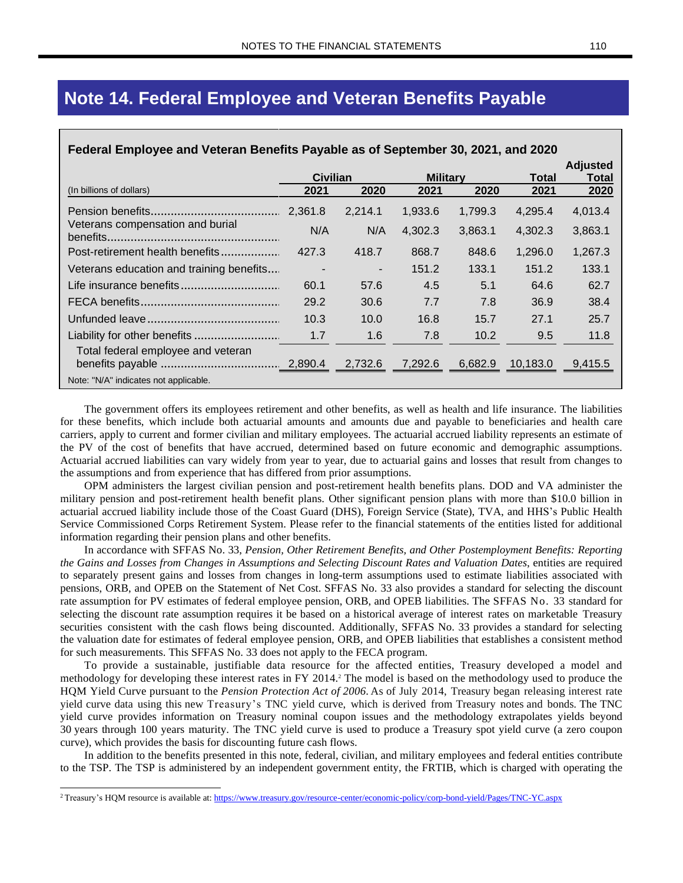# Note 14. Federal Employee and Veteran Benefits Payable

**Federal Employee and Veteran Benefits Payable as of September 30, 2021, and 2020**

| (In billions of dollars) | Civilian 2021 | Civilian 2020 | Military 2021 | Military 2020 | Total 2021 | Adjusted Total 2020 |
|---|---|---|---|---|---|---|
| Pension benefits | 2,361.8 | 2,214.1 | 1,933.6 | 1,799.3 | 4,295.4 | 4,013.4 |
| Veterans compensation and burial benefits | N/A | N/A | 4,302.3 | 3,863.1 | 4,302.3 | 3,863.1 |
| Post-retirement health benefits | 427.3 | 418.7 | 868.7 | 848.6 | 1,296.0 | 1,267.3 |
| Veterans education and training benefits | - | - | 151.2 | 133.1 | 151.2 | 133.1 |
| Life insurance benefits | 60.1 | 57.6 | 4.5 | 5.1 | 64.6 | 62.7 |
| FECA benefits | 29.2 | 30.6 | 7.7 | 7.8 | 36.9 | 38.4 |
| Unfunded leave | 10.3 | 10.0 | 16.8 | 15.7 | 27.1 | 25.7 |
| Liability for other benefits | 1.7 | 1.6 | 7.8 | 10.2 | 9.5 | 11.8 |
| Total federal employee and veteran benefits payable | 2,890.4 | 2,732.6 | 7,292.6 | 6,682.9 | 10,183.0 | 9,415.5 |

Note: "N/A" indicates not applicable.

The government offers its employees retirement and other benefits, as well as health and life insurance. The liabilities for these benefits, which include both actuarial amounts and amounts due and payable to beneficiaries and health care carriers, apply to current and former civilian and military employees. The actuarial accrued liability represents an estimate of the PV of the cost of benefits that have accrued, determined based on future economic and demographic assumptions. Actuarial accrued liabilities can vary widely from year to year, due to actuarial gains and losses that result from changes to the assumptions and from experience that has differed from prior assumptions.

OPM administers the largest civilian pension and post-retirement health benefits plans. DOD and VA administer the military pension and post-retirement health benefit plans. Other significant pension plans with more than $10.0 billion in actuarial accrued liability include those of the Coast Guard (DHS), Foreign Service (State), TVA, and HHS's Public Health Service Commissioned Corps Retirement System. Please refer to the financial statements of the entities listed for additional information regarding their pension plans and other benefits.

In accordance with SFFAS No. 33, *Pension, Other Retirement Benefits, and Other Postemployment Benefits: Reporting the Gains and Losses from Changes in Assumptions and Selecting Discount Rates and Valuation Dates*, entities are required to separately present gains and losses from changes in long-term assumptions used to estimate liabilities associated with pensions, ORB, and OPEB on the Statement of Net Cost. SFFAS No. 33 also provides a standard for selecting the discount rate assumption for PV estimates of federal employee pension, ORB, and OPEB liabilities. The SFFAS No. 33 standard for selecting the discount rate assumption requires it be based on a historical average of interest rates on marketable Treasury securities consistent with the cash flows being discounted. Additionally, SFFAS No. 33 provides a standard for selecting the valuation date for estimates of federal employee pension, ORB, and OPEB liabilities that establishes a consistent method for such measurements. This SFFAS No. 33 does not apply to the FECA program.

To provide a sustainable, justifiable data resource for the affected entities, Treasury developed a model and methodology for developing these interest rates in FY 2014.[2] The model is based on the methodology used to produce the HQM Yield Curve pursuant to the *Pension Protection Act of 2006*. As of July 2014, Treasury began releasing interest rate yield curve data using this new Treasury's TNC yield curve, which is derived from Treasury notes and bonds. The TNC yield curve provides information on Treasury nominal coupon issues and the methodology extrapolates yields beyond 30 years through 100 years maturity. The TNC yield curve is used to produce a Treasury spot yield curve (a zero coupon curve), which provides the basis for discounting future cash flows.

In addition to the benefits presented in this note, federal, civilian, and military employees and federal entities contribute to the TSP. The TSP is administered by an independent government entity, the FRTIB, which is charged with operating the

[2] Treasury's HQM resource is available at: https://www.treasury.gov/resource-center/economic-policy/corp-bond-yield/Pages/TNC-YC.aspx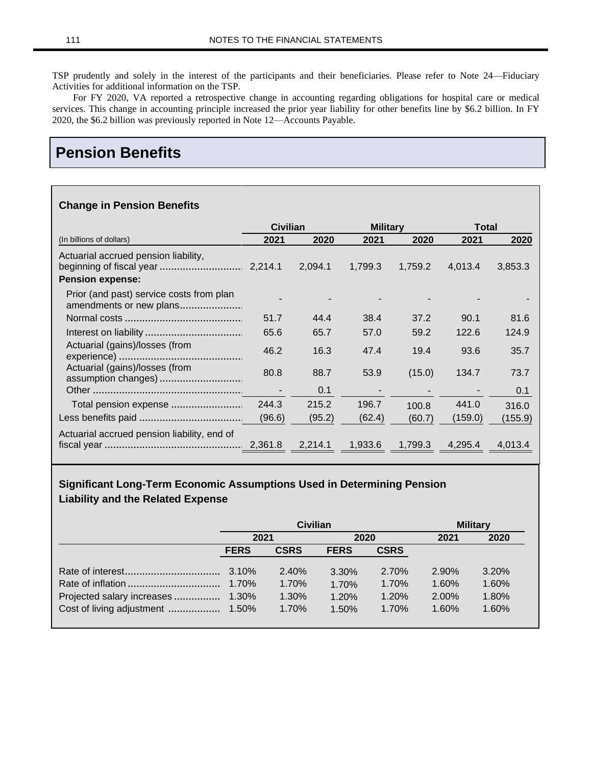TSP prudently and solely in the interest of the participants and their beneficiaries. Please refer to Note 24—Fiduciary Activities for additional information on the TSP.

For FY 2020, VA reported a retrospective change in accounting regarding obligations for hospital care or medical services. This change in accounting principle increased the prior year liability for other benefits line by $6.2 billion. In FY 2020, the $6.2 billion was previously reported in Note 12—Accounts Payable.

## Pension Benefits

### Change in Pension Benefits

| | Civilian | | Military | | Total | |
|---|---|---|---|---|---|---|
| (In billions of dollars) | 2021 | 2020 | 2021 | 2020 | 2021 | 2020 |
| Actuarial accrued pension liability, beginning of fiscal year | 2,214.1 | 2,094.1 | 1,799.3 | 1,759.2 | 4,013.4 | 3,853.3 |
| **Pension expense:** | | | | | | |
| Prior (and past) service costs from plan amendments or new plans | - | - | - | - | - | - |
| Normal costs | 51.7 | 44.4 | 38.4 | 37.2 | 90.1 | 81.6 |
| Interest on liability | 65.6 | 65.7 | 57.0 | 59.2 | 122.6 | 124.9 |
| Actuarial (gains)/losses (from experience) | 46.2 | 16.3 | 47.4 | 19.4 | 93.6 | 35.7 |
| Actuarial (gains)/losses (from assumption changes) | 80.8 | 88.7 | 53.9 | (15.0) | 134.7 | 73.7 |
| Other | - | 0.1 | - | - | - | 0.1 |
| Total pension expense | 244.3 | 215.2 | 196.7 | 100.8 | 441.0 | 316.0 |
| Less benefits paid | (96.6) | (95.2) | (62.4) | (60.7) | (159.0) | (155.9) |
| Actuarial accrued pension liability, end of fiscal year | 2,361.8 | 2,214.1 | 1,933.6 | 1,799.3 | 4,295.4 | 4,013.4 |

### Significant Long-Term Economic Assumptions Used in Determining Pension Liability and the Related Expense

| | Civilian | | | | Military | |
|---|---|---|---|---|---|---|
| | 2021 | | 2020 | | 2021 | 2020 |
| | FERS | CSRS | FERS | CSRS | | |
| Rate of interest | 3.10% | 2.40% | 3.30% | 2.70% | 2.90% | 3.20% |
| Rate of inflation | 1.70% | 1.70% | 1.70% | 1.70% | 1.60% | 1.60% |
| Projected salary increases | 1.30% | 1.30% | 1.20% | 1.20% | 2.00% | 1.80% |
| Cost of living adjustment | 1.50% | 1.70% | 1.50% | 1.70% | 1.60% | 1.60% |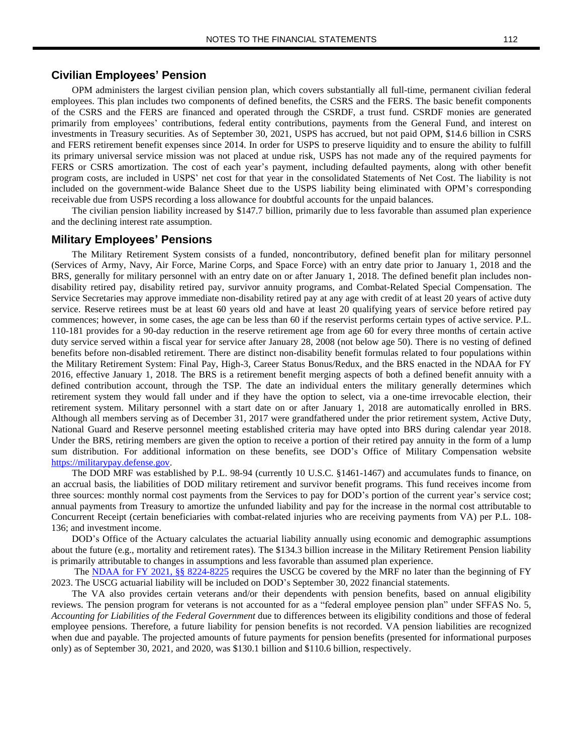## Civilian Employees' Pension

OPM administers the largest civilian pension plan, which covers substantially all full-time, permanent civilian federal employees. This plan includes two components of defined benefits, the CSRS and the FERS. The basic benefit components of the CSRS and the FERS are financed and operated through the CSRDF, a trust fund. CSRDF monies are generated primarily from employees' contributions, federal entity contributions, payments from the General Fund, and interest on investments in Treasury securities. As of September 30, 2021, USPS has accrued, but not paid OPM, $14.6 billion in CSRS and FERS retirement benefit expenses since 2014. In order for USPS to preserve liquidity and to ensure the ability to fulfill its primary universal service mission was not placed at undue risk, USPS has not made any of the required payments for FERS or CSRS amortization. The cost of each year's payment, including defaulted payments, along with other benefit program costs, are included in USPS' net cost for that year in the consolidated Statements of Net Cost. The liability is not included on the government-wide Balance Sheet due to the USPS liability being eliminated with OPM's corresponding receivable due from USPS recording a loss allowance for doubtful accounts for the unpaid balances.

The civilian pension liability increased by $147.7 billion, primarily due to less favorable than assumed plan experience and the declining interest rate assumption.

## Military Employees' Pensions

The Military Retirement System consists of a funded, noncontributory, defined benefit plan for military personnel (Services of Army, Navy, Air Force, Marine Corps, and Space Force) with an entry date prior to January 1, 2018 and the BRS, generally for military personnel with an entry date on or after January 1, 2018. The defined benefit plan includes non-disability retired pay, disability retired pay, survivor annuity programs, and Combat-Related Special Compensation. The Service Secretaries may approve immediate non-disability retired pay at any age with credit of at least 20 years of active duty service. Reserve retirees must be at least 60 years old and have at least 20 qualifying years of service before retired pay commences; however, in some cases, the age can be less than 60 if the reservist performs certain types of active service. P.L. 110-181 provides for a 90-day reduction in the reserve retirement age from age 60 for every three months of certain active duty service served within a fiscal year for service after January 28, 2008 (not below age 50). There is no vesting of defined benefits before non-disabled retirement. There are distinct non-disability benefit formulas related to four populations within the Military Retirement System: Final Pay, High-3, Career Status Bonus/Redux, and the BRS enacted in the NDAA for FY 2016, effective January 1, 2018. The BRS is a retirement benefit merging aspects of both a defined benefit annuity with a defined contribution account, through the TSP. The date an individual enters the military generally determines which retirement system they would fall under and if they have the option to select, via a one-time irrevocable election, their retirement system. Military personnel with a start date on or after January 1, 2018 are automatically enrolled in BRS. Although all members serving as of December 31, 2017 were grandfathered under the prior retirement system, Active Duty, National Guard and Reserve personnel meeting established criteria may have opted into BRS during calendar year 2018. Under the BRS, retiring members are given the option to receive a portion of their retired pay annuity in the form of a lump sum distribution. For additional information on these benefits, see DOD's Office of Military Compensation website [https://militarypay.defense.gov](https://militarypay.defense.gov).

The DOD MRF was established by P.L. 98-94 (currently 10 U.S.C. §1461-1467) and accumulates funds to finance, on an accrual basis, the liabilities of DOD military retirement and survivor benefit programs. This fund receives income from three sources: monthly normal cost payments from the Services to pay for DOD's portion of the current year's service cost; annual payments from Treasury to amortize the unfunded liability and pay for the increase in the normal cost attributable to Concurrent Receipt (certain beneficiaries with combat-related injuries who are receiving payments from VA) per P.L. 108-136; and investment income.

DOD's Office of the Actuary calculates the actuarial liability annually using economic and demographic assumptions about the future (e.g., mortality and retirement rates). The $134.3 billion increase in the Military Retirement Pension liability is primarily attributable to changes in assumptions and less favorable than assumed plan experience.

The NDAA for FY 2021, §§ 8224-8225 requires the USCG be covered by the MRF no later than the beginning of FY 2023. The USCG actuarial liability will be included on DOD's September 30, 2022 financial statements.

The VA also provides certain veterans and/or their dependents with pension benefits, based on annual eligibility reviews. The pension program for veterans is not accounted for as a "federal employee pension plan" under SFFAS No. 5, *Accounting for Liabilities of the Federal Government* due to differences between its eligibility conditions and those of federal employee pensions. Therefore, a future liability for pension benefits is not recorded. VA pension liabilities are recognized when due and payable. The projected amounts of future payments for pension benefits (presented for informational purposes only) as of September 30, 2021, and 2020, was $130.1 billion and $110.6 billion, respectively.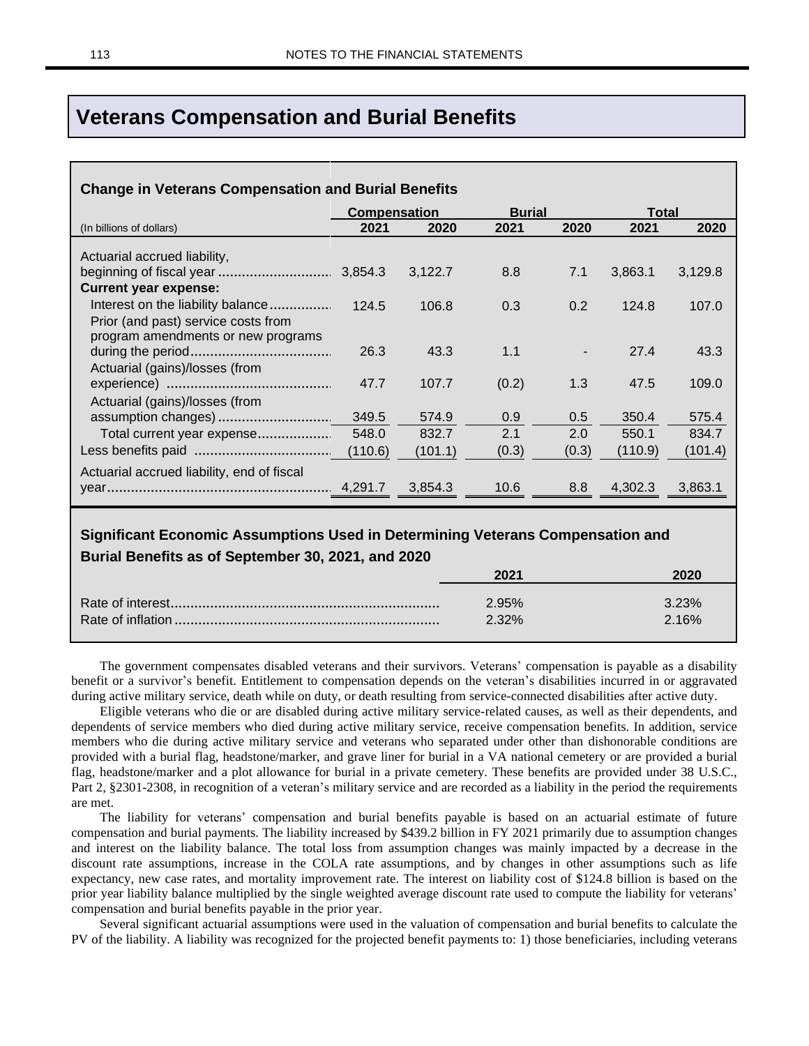# Veterans Compensation and Burial Benefits

**Change in Veterans Compensation and Burial Benefits**

| (In billions of dollars) | Compensation 2021 | Compensation 2020 | Burial 2021 | Burial 2020 | Total 2021 | Total 2020 |
|---|---|---|---|---|---|---|
| Actuarial accrued liability, beginning of fiscal year | 3,854.3 | 3,122.7 | 8.8 | 7.1 | 3,863.1 | 3,129.8 |
| **Current year expense:** | | | | | | |
| Interest on the liability balance | 124.5 | 106.8 | 0.3 | 0.2 | 124.8 | 107.0 |
| Prior (and past) service costs from program amendments or new programs during the period | 26.3 | 43.3 | 1.1 | - | 27.4 | 43.3 |
| Actuarial (gains)/losses (from experience) | 47.7 | 107.7 | (0.2) | 1.3 | 47.5 | 109.0 |
| Actuarial (gains)/losses (from assumption changes) | 349.5 | 574.9 | 0.9 | 0.5 | 350.4 | 575.4 |
| Total current year expense | 548.0 | 832.7 | 2.1 | 2.0 | 550.1 | 834.7 |
| Less benefits paid | (110.6) | (101.1) | (0.3) | (0.3) | (110.9) | (101.4) |
| Actuarial accrued liability, end of fiscal year | 4,291.7 | 3,854.3 | 10.6 | 8.8 | 4,302.3 | 3,863.1 |

**Significant Economic Assumptions Used in Determining Veterans Compensation and Burial Benefits as of September 30, 2021, and 2020**

| | 2021 | 2020 |
|---|---|---|
| Rate of interest | 2.95% | 3.23% |
| Rate of inflation | 2.32% | 2.16% |

The government compensates disabled veterans and their survivors. Veterans' compensation is payable as a disability benefit or a survivor's benefit. Entitlement to compensation depends on the veteran's disabilities incurred in or aggravated during active military service, death while on duty, or death resulting from service-connected disabilities after active duty.

Eligible veterans who die or are disabled during active military service-related causes, as well as their dependents, and dependents of service members who died during active military service, receive compensation benefits. In addition, service members who die during active military service and veterans who separated under other than dishonorable conditions are provided with a burial flag, headstone/marker, and grave liner for burial in a VA national cemetery or are provided a burial flag, headstone/marker and a plot allowance for burial in a private cemetery. These benefits are provided under 38 U.S.C., Part 2, §2301-2308, in recognition of a veteran's military service and are recorded as a liability in the period the requirements are met.

The liability for veterans' compensation and burial benefits payable is based on an actuarial estimate of future compensation and burial payments. The liability increased by $439.2 billion in FY 2021 primarily due to assumption changes and interest on the liability balance. The total loss from assumption changes was mainly impacted by a decrease in the discount rate assumptions, increase in the COLA rate assumptions, and by changes in other assumptions such as life expectancy, new case rates, and mortality improvement rate. The interest on liability cost of $124.8 billion is based on the prior year liability balance multiplied by the single weighted average discount rate used to compute the liability for veterans' compensation and burial benefits payable in the prior year.

Several significant actuarial assumptions were used in the valuation of compensation and burial benefits to calculate the PV of the liability. A liability was recognized for the projected benefit payments to: 1) those beneficiaries, including veterans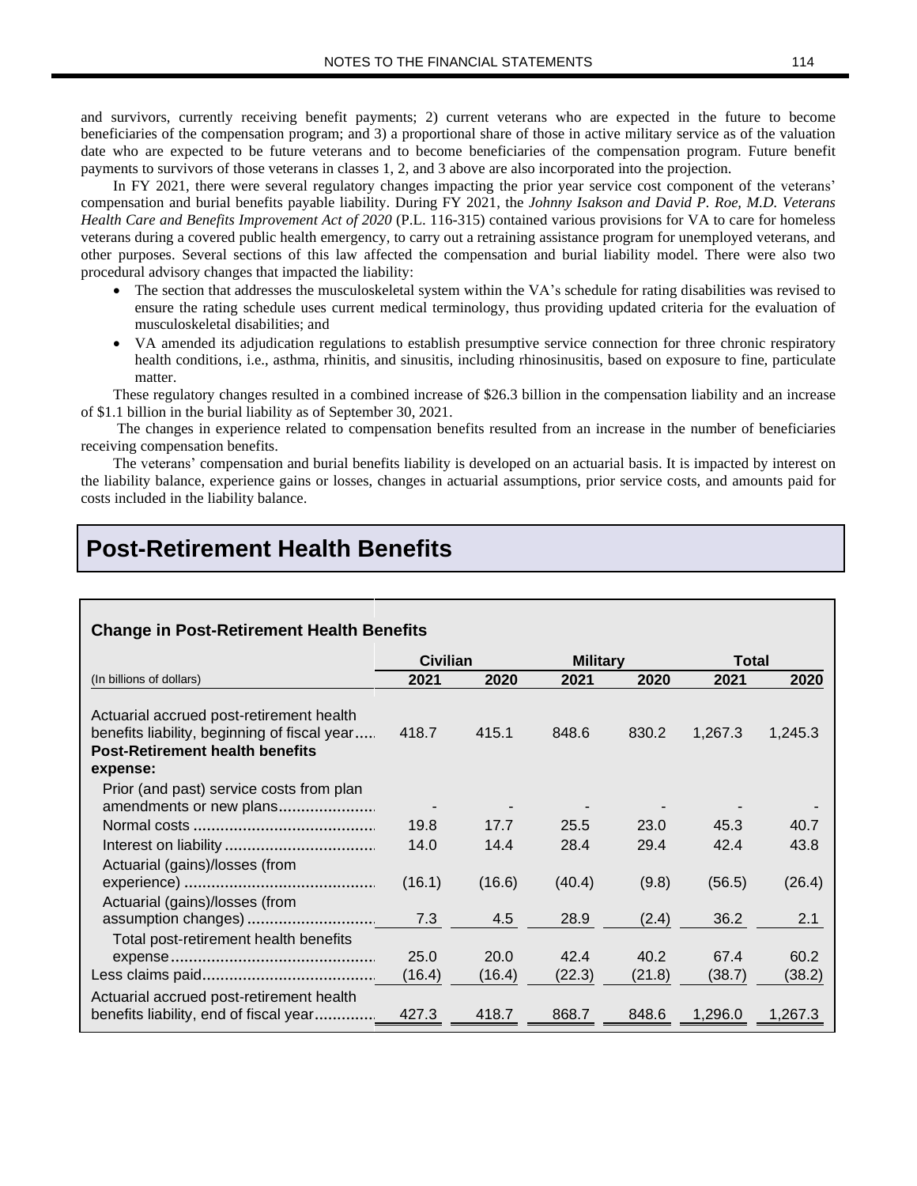and survivors, currently receiving benefit payments; 2) current veterans who are expected in the future to become beneficiaries of the compensation program; and 3) a proportional share of those in active military service as of the valuation date who are expected to be future veterans and to become beneficiaries of the compensation program. Future benefit payments to survivors of those veterans in classes 1, 2, and 3 above are also incorporated into the projection.

In FY 2021, there were several regulatory changes impacting the prior year service cost component of the veterans' compensation and burial benefits payable liability. During FY 2021, the *Johnny Isakson and David P. Roe, M.D. Veterans Health Care and Benefits Improvement Act of 2020* (P.L. 116-315) contained various provisions for VA to care for homeless veterans during a covered public health emergency, to carry out a retraining assistance program for unemployed veterans, and other purposes. Several sections of this law affected the compensation and burial liability model. There were also two procedural advisory changes that impacted the liability:

- The section that addresses the musculoskeletal system within the VA's schedule for rating disabilities was revised to ensure the rating schedule uses current medical terminology, thus providing updated criteria for the evaluation of musculoskeletal disabilities; and
- VA amended its adjudication regulations to establish presumptive service connection for three chronic respiratory health conditions, i.e., asthma, rhinitis, and sinusitis, including rhinosinusitis, based on exposure to fine, particulate matter.

These regulatory changes resulted in a combined increase of $26.3 billion in the compensation liability and an increase of $1.1 billion in the burial liability as of September 30, 2021.

The changes in experience related to compensation benefits resulted from an increase in the number of beneficiaries receiving compensation benefits.

The veterans' compensation and burial benefits liability is developed on an actuarial basis. It is impacted by interest on the liability balance, experience gains or losses, changes in actuarial assumptions, prior service costs, and amounts paid for costs included in the liability balance.

## Post-Retirement Health Benefits

### Change in Post-Retirement Health Benefits

| | Civilian | | Military | | Total | |
|---|---|---|---|---|---|---|
| (In billions of dollars) | 2021 | 2020 | 2021 | 2020 | 2021 | 2020 |
| Actuarial accrued post-retirement health benefits liability, beginning of fiscal year | 418.7 | 415.1 | 848.6 | 830.2 | 1,267.3 | 1,245.3 |
| **Post-Retirement health benefits expense:** | | | | | | |
| Prior (and past) service costs from plan amendments or new plans | - | - | - | - | - | - |
| Normal costs | 19.8 | 17.7 | 25.5 | 23.0 | 45.3 | 40.7 |
| Interest on liability | 14.0 | 14.4 | 28.4 | 29.4 | 42.4 | 43.8 |
| Actuarial (gains)/losses (from experience) | (16.1) | (16.6) | (40.4) | (9.8) | (56.5) | (26.4) |
| Actuarial (gains)/losses (from assumption changes) | 7.3 | 4.5 | 28.9 | (2.4) | 36.2 | 2.1 |
| Total post-retirement health benefits expense | 25.0 | 20.0 | 42.4 | 40.2 | 67.4 | 60.2 |
| Less claims paid | (16.4) | (16.4) | (22.3) | (21.8) | (38.7) | (38.2) |
| Actuarial accrued post-retirement health benefits liability, end of fiscal year | 427.3 | 418.7 | 868.7 | 848.6 | 1,296.0 | 1,267.3 |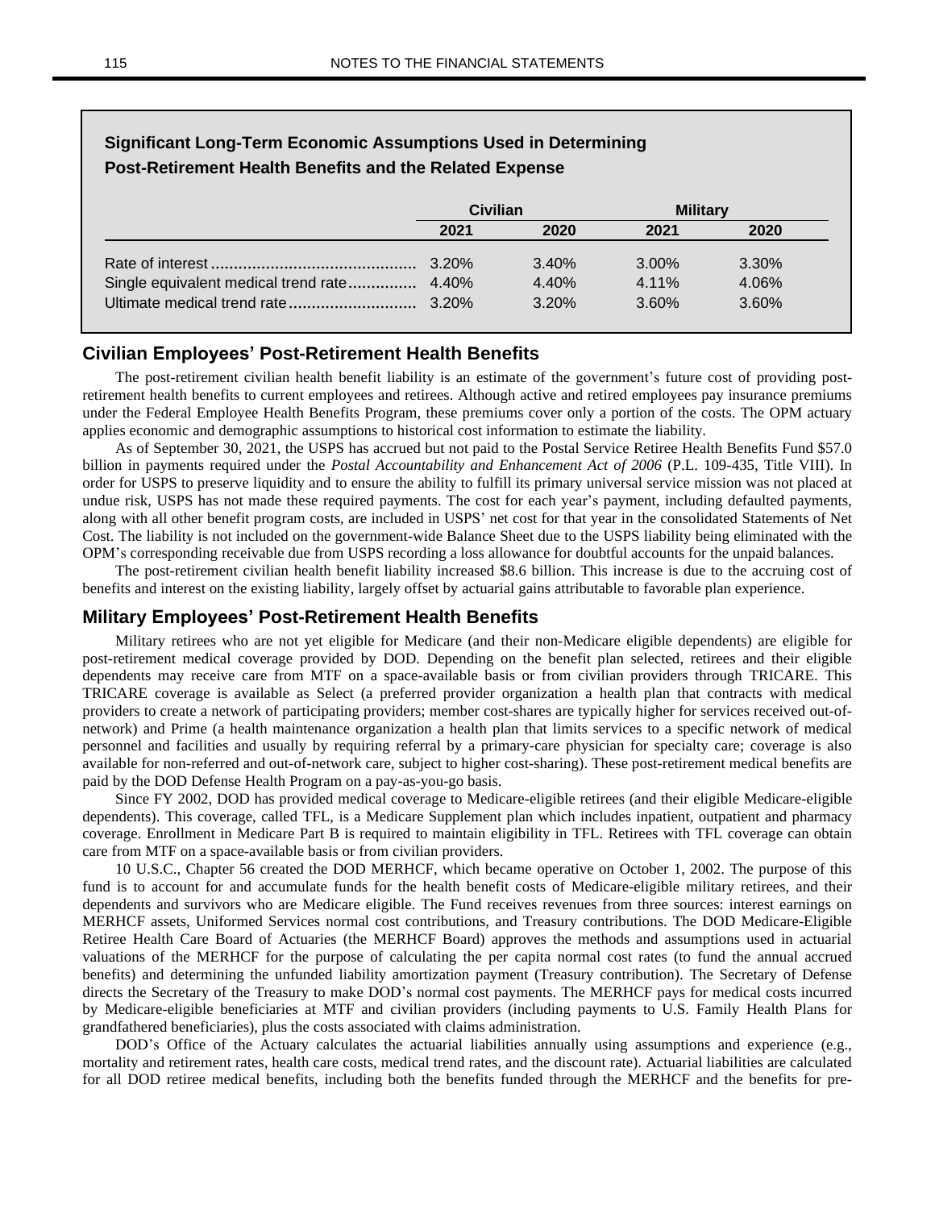**Significant Long-Term Economic Assumptions Used in Determining Post-Retirement Health Benefits and the Related Expense**

| | Civilian | | Military | |
|---|---|---|---|---|
| | 2021 | 2020 | 2021 | 2020 |
| Rate of interest | 3.20% | 3.40% | 3.00% | 3.30% |
| Single equivalent medical trend rate | 4.40% | 4.40% | 4.11% | 4.06% |
| Ultimate medical trend rate | 3.20% | 3.20% | 3.60% | 3.60% |

## Civilian Employees' Post-Retirement Health Benefits

The post-retirement civilian health benefit liability is an estimate of the government's future cost of providing post-retirement health benefits to current employees and retirees. Although active and retired employees pay insurance premiums under the Federal Employee Health Benefits Program, these premiums cover only a portion of the costs. The OPM actuary applies economic and demographic assumptions to historical cost information to estimate the liability.

As of September 30, 2021, the USPS has accrued but not paid to the Postal Service Retiree Health Benefits Fund $57.0 billion in payments required under the *Postal Accountability and Enhancement Act of 2006* (P.L. 109-435, Title VIII). In order for USPS to preserve liquidity and to ensure the ability to fulfill its primary universal service mission was not placed at undue risk, USPS has not made these required payments. The cost for each year's payment, including defaulted payments, along with all other benefit program costs, are included in USPS' net cost for that year in the consolidated Statements of Net Cost. The liability is not included on the government-wide Balance Sheet due to the USPS liability being eliminated with the OPM's corresponding receivable due from USPS recording a loss allowance for doubtful accounts for the unpaid balances.

The post-retirement civilian health benefit liability increased $8.6 billion. This increase is due to the accruing cost of benefits and interest on the existing liability, largely offset by actuarial gains attributable to favorable plan experience.

## Military Employees' Post-Retirement Health Benefits

Military retirees who are not yet eligible for Medicare (and their non-Medicare eligible dependents) are eligible for post-retirement medical coverage provided by DOD. Depending on the benefit plan selected, retirees and their eligible dependents may receive care from MTF on a space-available basis or from civilian providers through TRICARE. This TRICARE coverage is available as Select (a preferred provider organization a health plan that contracts with medical providers to create a network of participating providers; member cost-shares are typically higher for services received out-of-network) and Prime (a health maintenance organization a health plan that limits services to a specific network of medical personnel and facilities and usually by requiring referral by a primary-care physician for specialty care; coverage is also available for non-referred and out-of-network care, subject to higher cost-sharing). These post-retirement medical benefits are paid by the DOD Defense Health Program on a pay-as-you-go basis.

Since FY 2002, DOD has provided medical coverage to Medicare-eligible retirees (and their eligible Medicare-eligible dependents). This coverage, called TFL, is a Medicare Supplement plan which includes inpatient, outpatient and pharmacy coverage. Enrollment in Medicare Part B is required to maintain eligibility in TFL. Retirees with TFL coverage can obtain care from MTF on a space-available basis or from civilian providers.

10 U.S.C., Chapter 56 created the DOD MERHCF, which became operative on October 1, 2002. The purpose of this fund is to account for and accumulate funds for the health benefit costs of Medicare-eligible military retirees, and their dependents and survivors who are Medicare eligible. The Fund receives revenues from three sources: interest earnings on MERHCF assets, Uniformed Services normal cost contributions, and Treasury contributions. The DOD Medicare-Eligible Retiree Health Care Board of Actuaries (the MERHCF Board) approves the methods and assumptions used in actuarial valuations of the MERHCF for the purpose of calculating the per capita normal cost rates (to fund the annual accrued benefits) and determining the unfunded liability amortization payment (Treasury contribution). The Secretary of Defense directs the Secretary of the Treasury to make DOD's normal cost payments. The MERHCF pays for medical costs incurred by Medicare-eligible beneficiaries at MTF and civilian providers (including payments to U.S. Family Health Plans for grandfathered beneficiaries), plus the costs associated with claims administration.

DOD's Office of the Actuary calculates the actuarial liabilities annually using assumptions and experience (e.g., mortality and retirement rates, health care costs, medical trend rates, and the discount rate). Actuarial liabilities are calculated for all DOD retiree medical benefits, including both the benefits funded through the MERHCF and the benefits for pre-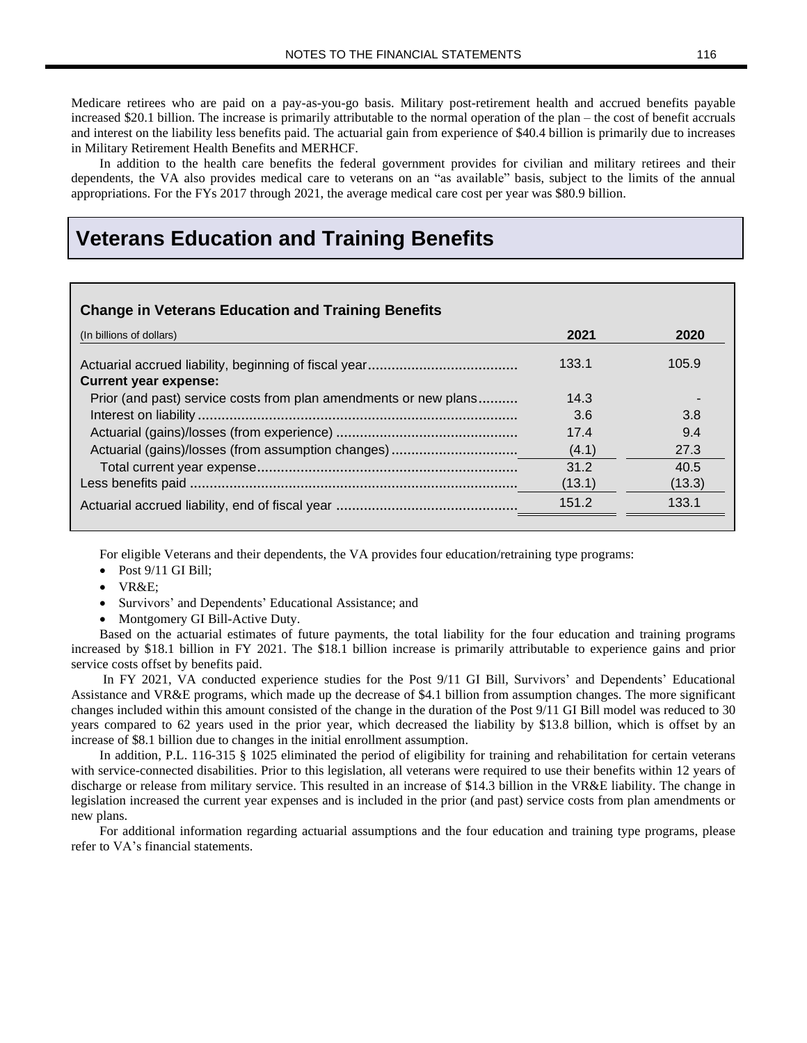Medicare retirees who are paid on a pay-as-you-go basis. Military post-retirement health and accrued benefits payable increased $20.1 billion. The increase is primarily attributable to the normal operation of the plan – the cost of benefit accruals and interest on the liability less benefits paid. The actuarial gain from experience of $40.4 billion is primarily due to increases in Military Retirement Health Benefits and MERHCF.

In addition to the health care benefits the federal government provides for civilian and military retirees and their dependents, the VA also provides medical care to veterans on an "as available" basis, subject to the limits of the annual appropriations. For the FYs 2017 through 2021, the average medical care cost per year was $80.9 billion.

## Veterans Education and Training Benefits

### Change in Veterans Education and Training Benefits

| (In billions of dollars) | 2021 | 2020 |
|---|---|---|
| Actuarial accrued liability, beginning of fiscal year | 133.1 | 105.9 |
| **Current year expense:** | | |
| Prior (and past) service costs from plan amendments or new plans | 14.3 | - |
| Interest on liability | 3.6 | 3.8 |
| Actuarial (gains)/losses (from experience) | 17.4 | 9.4 |
| Actuarial (gains)/losses (from assumption changes) | (4.1) | 27.3 |
| Total current year expense | 31.2 | 40.5 |
| Less benefits paid | (13.1) | (13.3) |
| Actuarial accrued liability, end of fiscal year | 151.2 | 133.1 |

For eligible Veterans and their dependents, the VA provides four education/retraining type programs:

- Post 9/11 GI Bill;
- VR&E;
- Survivors' and Dependents' Educational Assistance; and
- Montgomery GI Bill-Active Duty.

Based on the actuarial estimates of future payments, the total liability for the four education and training programs increased by $18.1 billion in FY 2021. The $18.1 billion increase is primarily attributable to experience gains and prior service costs offset by benefits paid.

In FY 2021, VA conducted experience studies for the Post 9/11 GI Bill, Survivors' and Dependents' Educational Assistance and VR&E programs, which made up the decrease of $4.1 billion from assumption changes. The more significant changes included within this amount consisted of the change in the duration of the Post 9/11 GI Bill model was reduced to 30 years compared to 62 years used in the prior year, which decreased the liability by $13.8 billion, which is offset by an increase of $8.1 billion due to changes in the initial enrollment assumption.

In addition, P.L. 116-315 § 1025 eliminated the period of eligibility for training and rehabilitation for certain veterans with service-connected disabilities. Prior to this legislation, all veterans were required to use their benefits within 12 years of discharge or release from military service. This resulted in an increase of $14.3 billion in the VR&E liability. The change in legislation increased the current year expenses and is included in the prior (and past) service costs from plan amendments or new plans.

For additional information regarding actuarial assumptions and the four education and training type programs, please refer to VA's financial statements.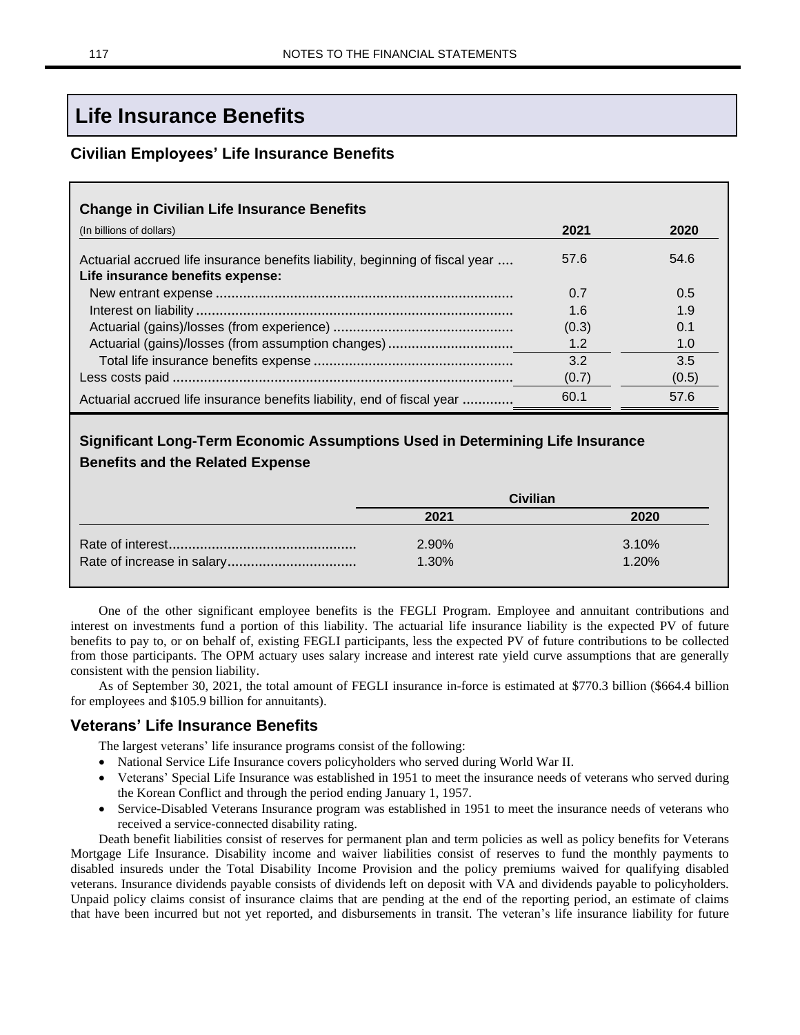# Life Insurance Benefits

## Civilian Employees' Life Insurance Benefits

**Change in Civilian Life Insurance Benefits**

| (In billions of dollars) | 2021 | 2020 |
|---|---|---|
| Actuarial accrued life insurance benefits liability, beginning of fiscal year | 57.6 | 54.6 |
| **Life insurance benefits expense:** | | |
| New entrant expense | 0.7 | 0.5 |
| Interest on liability | 1.6 | 1.9 |
| Actuarial (gains)/losses (from experience) | (0.3) | 0.1 |
| Actuarial (gains)/losses (from assumption changes) | 1.2 | 1.0 |
| Total life insurance benefits expense | 3.2 | 3.5 |
| Less costs paid | (0.7) | (0.5) |
| Actuarial accrued life insurance benefits liability, end of fiscal year | 60.1 | 57.6 |

**Significant Long-Term Economic Assumptions Used in Determining Life Insurance Benefits and the Related Expense**

| | Civilian | |
|---|---|---|
| | 2021 | 2020 |
| Rate of interest | 2.90% | 3.10% |
| Rate of increase in salary | 1.30% | 1.20% |

One of the other significant employee benefits is the FEGLI Program. Employee and annuitant contributions and interest on investments fund a portion of this liability. The actuarial life insurance liability is the expected PV of future benefits to pay to, or on behalf of, existing FEGLI participants, less the expected PV of future contributions to be collected from those participants. The OPM actuary uses salary increase and interest rate yield curve assumptions that are generally consistent with the pension liability.

As of September 30, 2021, the total amount of FEGLI insurance in-force is estimated at $770.3 billion ($664.4 billion for employees and $105.9 billion for annuitants).

## Veterans' Life Insurance Benefits

The largest veterans' life insurance programs consist of the following:

- National Service Life Insurance covers policyholders who served during World War II.
- Veterans' Special Life Insurance was established in 1951 to meet the insurance needs of veterans who served during the Korean Conflict and through the period ending January 1, 1957.
- Service-Disabled Veterans Insurance program was established in 1951 to meet the insurance needs of veterans who received a service-connected disability rating.

Death benefit liabilities consist of reserves for permanent plan and term policies as well as policy benefits for Veterans Mortgage Life Insurance. Disability income and waiver liabilities consist of reserves to fund the monthly payments to disabled insureds under the Total Disability Income Provision and the policy premiums waived for qualifying disabled veterans. Insurance dividends payable consists of dividends left on deposit with VA and dividends payable to policyholders. Unpaid policy claims consist of insurance claims that are pending at the end of the reporting period, an estimate of claims that have been incurred but not yet reported, and disbursements in transit. The veteran's life insurance liability for future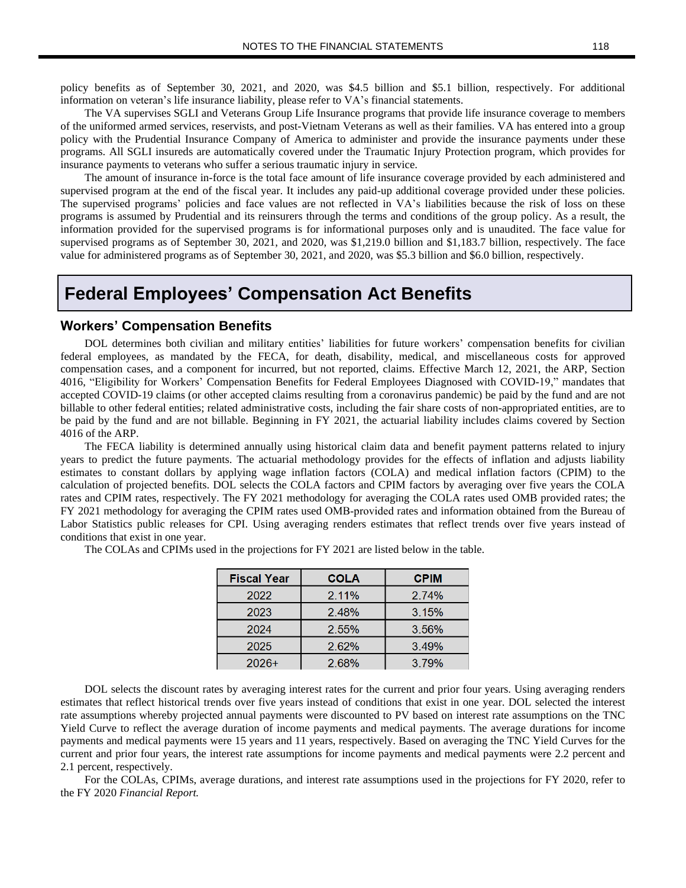policy benefits as of September 30, 2021, and 2020, was $4.5 billion and $5.1 billion, respectively. For additional information on veteran's life insurance liability, please refer to VA's financial statements.

The VA supervises SGLI and Veterans Group Life Insurance programs that provide life insurance coverage to members of the uniformed armed services, reservists, and post-Vietnam Veterans as well as their families. VA has entered into a group policy with the Prudential Insurance Company of America to administer and provide the insurance payments under these programs. All SGLI insureds are automatically covered under the Traumatic Injury Protection program, which provides for insurance payments to veterans who suffer a serious traumatic injury in service.

The amount of insurance in-force is the total face amount of life insurance coverage provided by each administered and supervised program at the end of the fiscal year. It includes any paid-up additional coverage provided under these policies. The supervised programs' policies and face values are not reflected in VA's liabilities because the risk of loss on these programs is assumed by Prudential and its reinsurers through the terms and conditions of the group policy. As a result, the information provided for the supervised programs is for informational purposes only and is unaudited. The face value for supervised programs as of September 30, 2021, and 2020, was $1,219.0 billion and $1,183.7 billion, respectively. The face value for administered programs as of September 30, 2021, and 2020, was $5.3 billion and $6.0 billion, respectively.

# Federal Employees' Compensation Act Benefits

## Workers' Compensation Benefits

DOL determines both civilian and military entities' liabilities for future workers' compensation benefits for civilian federal employees, as mandated by the FECA, for death, disability, medical, and miscellaneous costs for approved compensation cases, and a component for incurred, but not reported, claims. Effective March 12, 2021, the ARP, Section 4016, "Eligibility for Workers' Compensation Benefits for Federal Employees Diagnosed with COVID-19," mandates that accepted COVID-19 claims (or other accepted claims resulting from a coronavirus pandemic) be paid by the fund and are not billable to other federal entities; related administrative costs, including the fair share costs of non-appropriated entities, are to be paid by the fund and are not billable. Beginning in FY 2021, the actuarial liability includes claims covered by Section 4016 of the ARP.

The FECA liability is determined annually using historical claim data and benefit payment patterns related to injury years to predict the future payments. The actuarial methodology provides for the effects of inflation and adjusts liability estimates to constant dollars by applying wage inflation factors (COLA) and medical inflation factors (CPIM) to the calculation of projected benefits. DOL selects the COLA factors and CPIM factors by averaging over five years the COLA rates and CPIM rates, respectively. The FY 2021 methodology for averaging the COLA rates used OMB provided rates; the FY 2021 methodology for averaging the CPIM rates used OMB-provided rates and information obtained from the Bureau of Labor Statistics public releases for CPI. Using averaging renders estimates that reflect trends over five years instead of conditions that exist in one year.

The COLAs and CPIMs used in the projections for FY 2021 are listed below in the table.

| Fiscal Year | COLA | CPIM |
|---|---|---|
| 2022 | 2.11% | 2.74% |
| 2023 | 2.48% | 3.15% |
| 2024 | 2.55% | 3.56% |
| 2025 | 2.62% | 3.49% |
| 2026+ | 2.68% | 3.79% |

DOL selects the discount rates by averaging interest rates for the current and prior four years. Using averaging renders estimates that reflect historical trends over five years instead of conditions that exist in one year. DOL selected the interest rate assumptions whereby projected annual payments were discounted to PV based on interest rate assumptions on the TNC Yield Curve to reflect the average duration of income payments and medical payments. The average durations for income payments and medical payments were 15 years and 11 years, respectively. Based on averaging the TNC Yield Curves for the current and prior four years, the interest rate assumptions for income payments and medical payments were 2.2 percent and 2.1 percent, respectively.

For the COLAs, CPIMs, average durations, and interest rate assumptions used in the projections for FY 2020, refer to the FY 2020 *Financial Report.*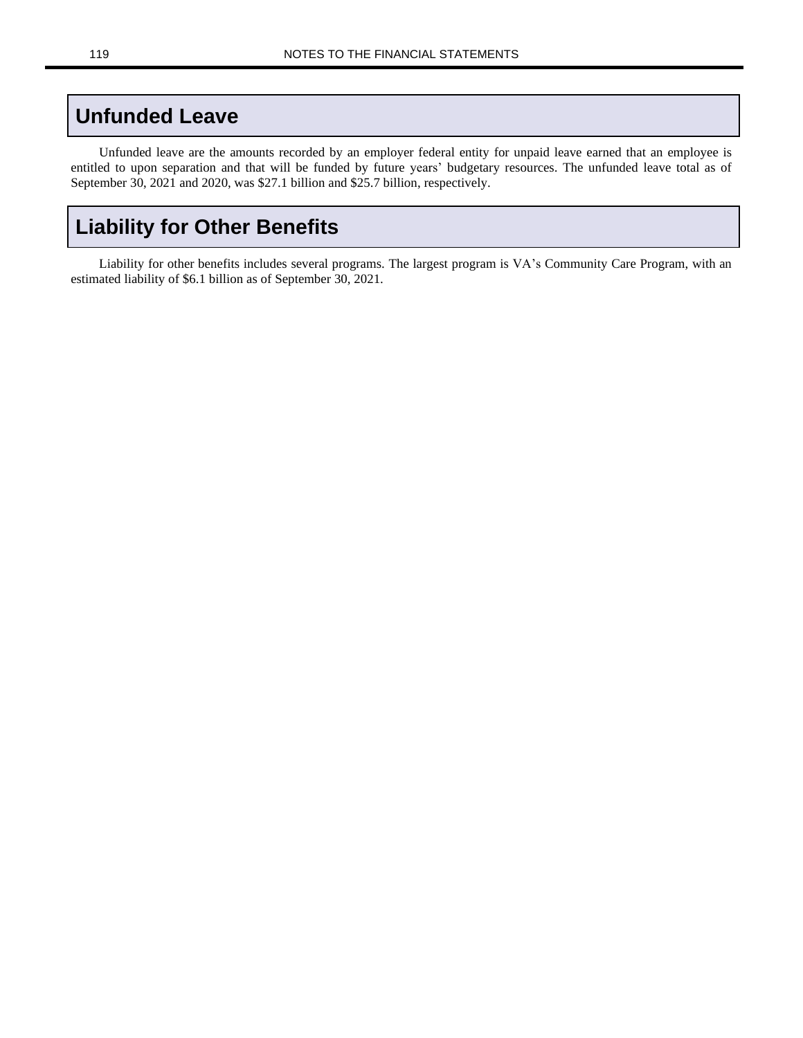## Unfunded Leave

Unfunded leave are the amounts recorded by an employer federal entity for unpaid leave earned that an employee is entitled to upon separation and that will be funded by future years' budgetary resources. The unfunded leave total as of September 30, 2021 and 2020, was $27.1 billion and $25.7 billion, respectively.

## Liability for Other Benefits

Liability for other benefits includes several programs. The largest program is VA's Community Care Program, with an estimated liability of $6.1 billion as of September 30, 2021.